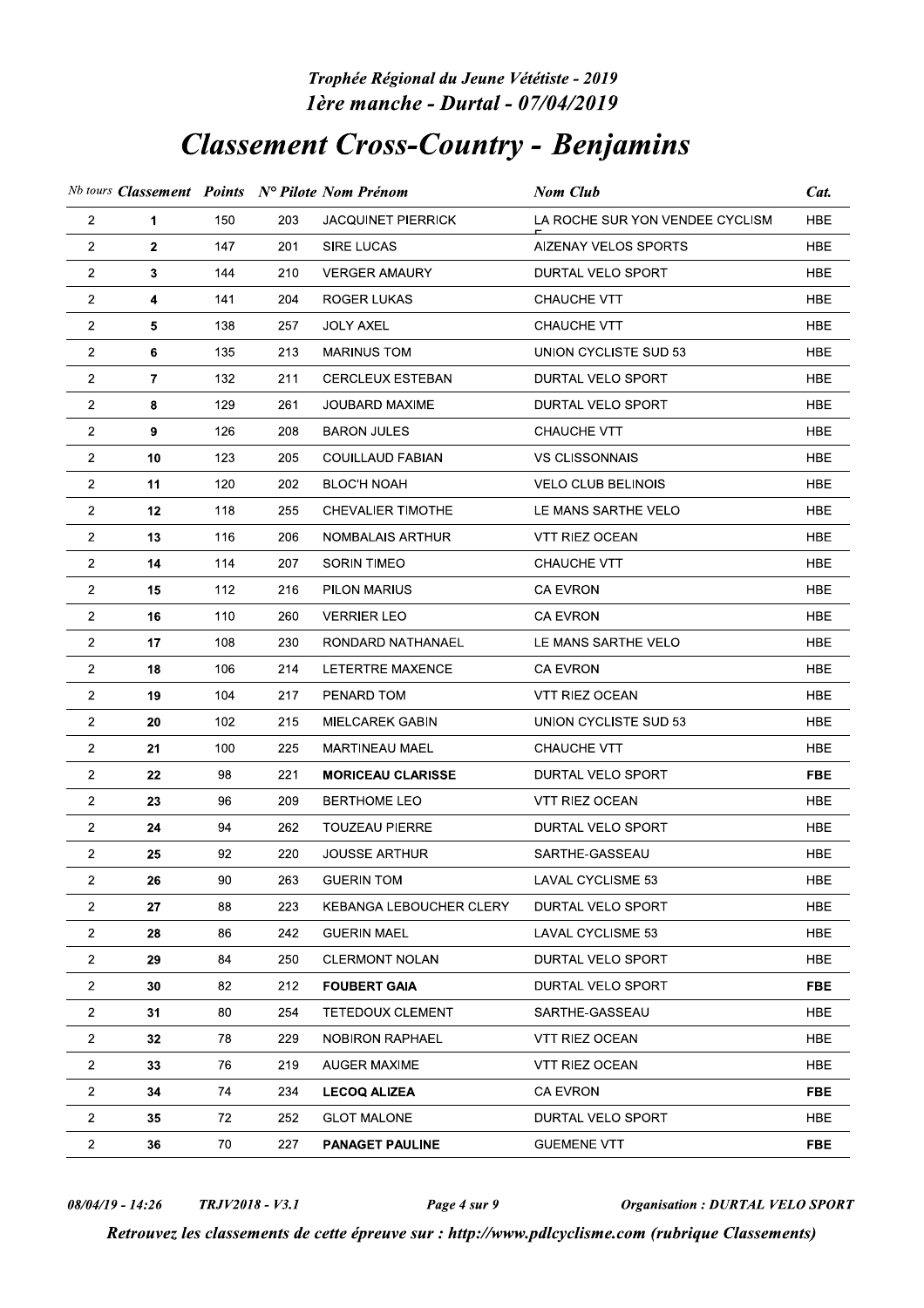*Trophée Régional du Jeune Vététiste - 2019*
*1ère manche - Durtal - 07/04/2019*

# *Classement Cross-Country - Benjamins*

| *Nb tours* | ***Classement*** | ***Points*** | ***N° Pilote*** | ***Nom Prénom*** | ***Nom Club*** | ***Cat.*** |
|---|---|---|---|---|---|---|
| 2 | **1** | 150 | 203 | JACQUINET PIERRICK | LA ROCHE SUR YON VENDEE CYCLISME | HBE |
| 2 | **2** | 147 | 201 | SIRE LUCAS | AIZENAY VELOS SPORTS | HBE |
| 2 | **3** | 144 | 210 | VERGER AMAURY | DURTAL VELO SPORT | HBE |
| 2 | **4** | 141 | 204 | ROGER LUKAS | CHAUCHE VTT | HBE |
| 2 | **5** | 138 | 257 | JOLY AXEL | CHAUCHE VTT | HBE |
| 2 | **6** | 135 | 213 | MARINUS TOM | UNION CYCLISTE SUD 53 | HBE |
| 2 | **7** | 132 | 211 | CERCLEUX ESTEBAN | DURTAL VELO SPORT | HBE |
| 2 | **8** | 129 | 261 | JOUBARD MAXIME | DURTAL VELO SPORT | HBE |
| 2 | **9** | 126 | 208 | BARON JULES | CHAUCHE VTT | HBE |
| 2 | **10** | 123 | 205 | COUILLAUD FABIAN | VS CLISSONNAIS | HBE |
| 2 | **11** | 120 | 202 | BLOC'H NOAH | VELO CLUB BELINOIS | HBE |
| 2 | **12** | 118 | 255 | CHEVALIER TIMOTHE | LE MANS SARTHE VELO | HBE |
| 2 | **13** | 116 | 206 | NOMBALAIS ARTHUR | VTT RIEZ OCEAN | HBE |
| 2 | **14** | 114 | 207 | SORIN TIMEO | CHAUCHE VTT | HBE |
| 2 | **15** | 112 | 216 | PILON MARIUS | CA EVRON | HBE |
| 2 | **16** | 110 | 260 | VERRIER LEO | CA EVRON | HBE |
| 2 | **17** | 108 | 230 | RONDARD NATHANAEL | LE MANS SARTHE VELO | HBE |
| 2 | **18** | 106 | 214 | LETERTRE MAXENCE | CA EVRON | HBE |
| 2 | **19** | 104 | 217 | PENARD TOM | VTT RIEZ OCEAN | HBE |
| 2 | **20** | 102 | 215 | MIELCAREK GABIN | UNION CYCLISTE SUD 53 | HBE |
| 2 | **21** | 100 | 225 | MARTINEAU MAEL | CHAUCHE VTT | HBE |
| 2 | **22** | 98 | 221 | **MORICEAU CLARISSE** | DURTAL VELO SPORT | **FBE** |
| 2 | **23** | 96 | 209 | BERTHOME LEO | VTT RIEZ OCEAN | HBE |
| 2 | **24** | 94 | 262 | TOUZEAU PIERRE | DURTAL VELO SPORT | HBE |
| 2 | **25** | 92 | 220 | JOUSSE ARTHUR | SARTHE-GASSEAU | HBE |
| 2 | **26** | 90 | 263 | GUERIN TOM | LAVAL CYCLISME 53 | HBE |
| 2 | **27** | 88 | 223 | KEBANGA LEBOUCHER CLERY | DURTAL VELO SPORT | HBE |
| 2 | **28** | 86 | 242 | GUERIN MAEL | LAVAL CYCLISME 53 | HBE |
| 2 | **29** | 84 | 250 | CLERMONT NOLAN | DURTAL VELO SPORT | HBE |
| 2 | **30** | 82 | 212 | **FOUBERT GAIA** | DURTAL VELO SPORT | **FBE** |
| 2 | **31** | 80 | 254 | TETEDOUX CLEMENT | SARTHE-GASSEAU | HBE |
| 2 | **32** | 78 | 229 | NOBIRON RAPHAEL | VTT RIEZ OCEAN | HBE |
| 2 | **33** | 76 | 219 | AUGER MAXIME | VTT RIEZ OCEAN | HBE |
| 2 | **34** | 74 | 234 | **LECOQ ALIZEA** | CA EVRON | **FBE** |
| 2 | **35** | 72 | 252 | GLOT MALONE | DURTAL VELO SPORT | HBE |
| 2 | **36** | 70 | 227 | **PANAGET PAULINE** | GUEMENE VTT | **FBE** |

*08/04/19 - 14:26* *TRJV2018 - V3.1* *Organisation : DURTAL VELO SPORT*

*Retrouvez les classements de cette épreuve sur : http://www.pdlcyclisme.com (rubrique Classements)*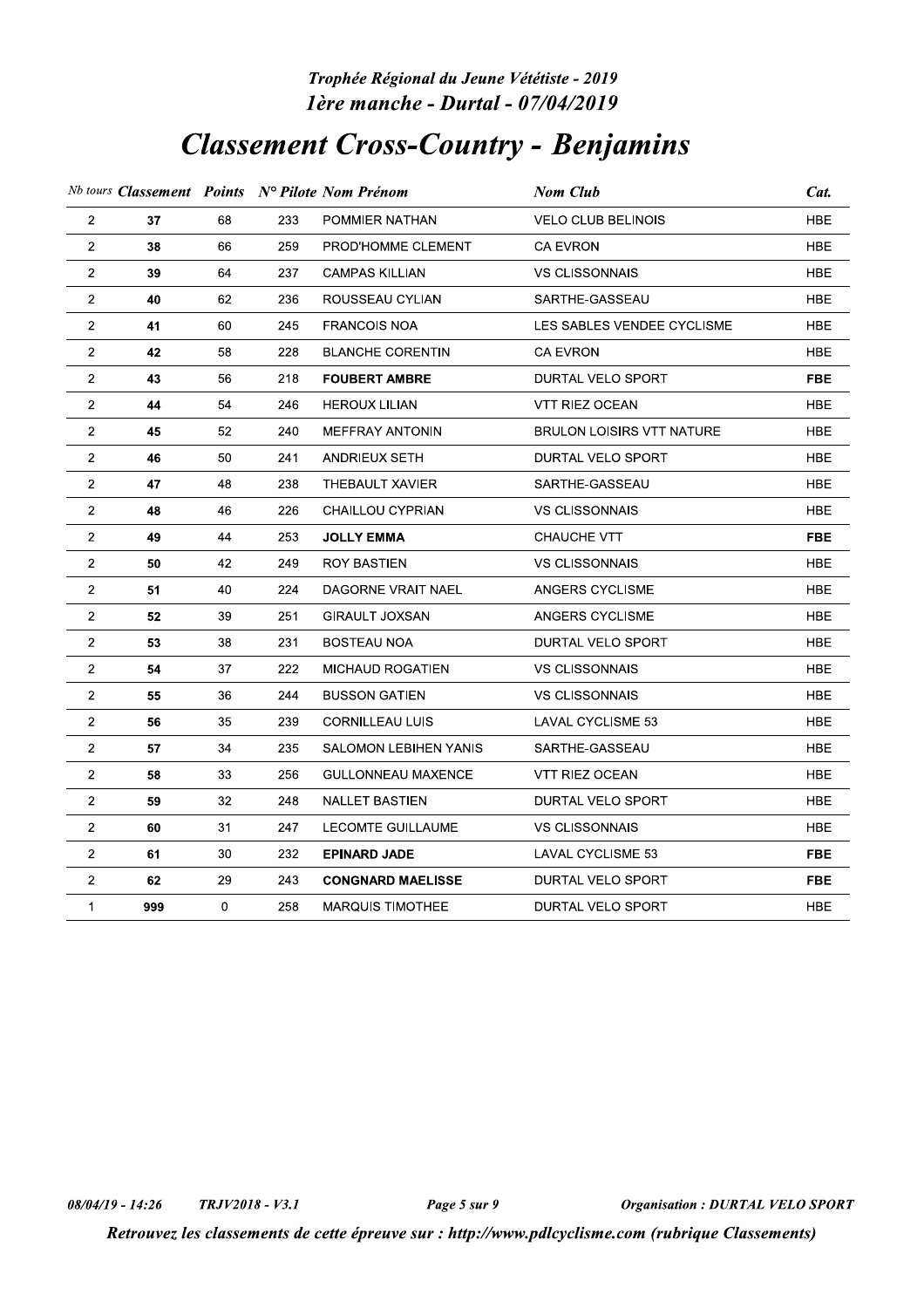*Trophée Régional du Jeune Vététiste - 2019*
*1ère manche - Durtal - 07/04/2019*

# *Classement Cross-Country - Benjamins*

| *Nb tours* | *Classement* | *Points* | *N° Pilote* | *Nom Prénom* | *Nom Club* | *Cat.* |
|---|---|---|---|---|---|---|
| 2 | **37** | 68 | 233 | POMMIER NATHAN | VELO CLUB BELINOIS | HBE |
| 2 | **38** | 66 | 259 | PROD'HOMME CLEMENT | CA EVRON | HBE |
| 2 | **39** | 64 | 237 | CAMPAS KILLIAN | VS CLISSONNAIS | HBE |
| 2 | **40** | 62 | 236 | ROUSSEAU CYLIAN | SARTHE-GASSEAU | HBE |
| 2 | **41** | 60 | 245 | FRANCOIS NOA | LES SABLES VENDEE CYCLISME | HBE |
| 2 | **42** | 58 | 228 | BLANCHE CORENTIN | CA EVRON | HBE |
| 2 | **43** | 56 | 218 | **FOUBERT AMBRE** | DURTAL VELO SPORT | **FBE** |
| 2 | **44** | 54 | 246 | HEROUX LILIAN | VTT RIEZ OCEAN | HBE |
| 2 | **45** | 52 | 240 | MEFFRAY ANTONIN | BRULON LOISIRS VTT NATURE | HBE |
| 2 | **46** | 50 | 241 | ANDRIEUX SETH | DURTAL VELO SPORT | HBE |
| 2 | **47** | 48 | 238 | THEBAULT XAVIER | SARTHE-GASSEAU | HBE |
| 2 | **48** | 46 | 226 | CHAILLOU CYPRIAN | VS CLISSONNAIS | HBE |
| 2 | **49** | 44 | 253 | **JOLLY EMMA** | CHAUCHE VTT | **FBE** |
| 2 | **50** | 42 | 249 | ROY BASTIEN | VS CLISSONNAIS | HBE |
| 2 | **51** | 40 | 224 | DAGORNE VRAIT NAEL | ANGERS CYCLISME | HBE |
| 2 | **52** | 39 | 251 | GIRAULT JOXSAN | ANGERS CYCLISME | HBE |
| 2 | **53** | 38 | 231 | BOSTEAU NOA | DURTAL VELO SPORT | HBE |
| 2 | **54** | 37 | 222 | MICHAUD ROGATIEN | VS CLISSONNAIS | HBE |
| 2 | **55** | 36 | 244 | BUSSON GATIEN | VS CLISSONNAIS | HBE |
| 2 | **56** | 35 | 239 | CORNILLEAU LUIS | LAVAL CYCLISME 53 | HBE |
| 2 | **57** | 34 | 235 | SALOMON LEBIHEN YANIS | SARTHE-GASSEAU | HBE |
| 2 | **58** | 33 | 256 | GULLONNEAU MAXENCE | VTT RIEZ OCEAN | HBE |
| 2 | **59** | 32 | 248 | NALLET BASTIEN | DURTAL VELO SPORT | HBE |
| 2 | **60** | 31 | 247 | LECOMTE GUILLAUME | VS CLISSONNAIS | HBE |
| 2 | **61** | 30 | 232 | **EPINARD JADE** | LAVAL CYCLISME 53 | **FBE** |
| 2 | **62** | 29 | 243 | **CONGNARD MAELISSE** | DURTAL VELO SPORT | **FBE** |
| 1 | **999** | 0 | 258 | MARQUIS TIMOTHEE | DURTAL VELO SPORT | HBE |

*08/04/19 - 14:26* *TRJV2018 - V3.1* *Organisation : DURTAL VELO SPORT*

*Retrouvez les classements de cette épreuve sur : http://www.pdlcyclisme.com (rubrique Classements)*